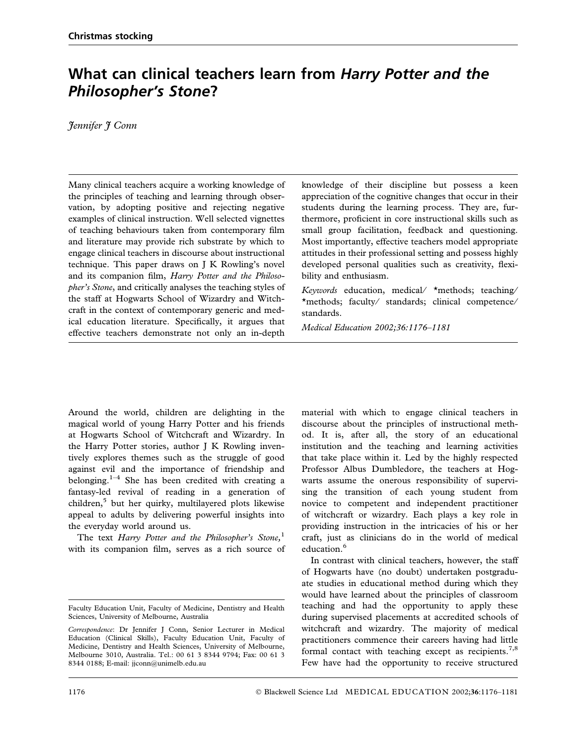Christmas stocking

# What can clinical teachers learn from *Harry Potter and the Philosopher's Stone*?

*Jennifer J Conn*

Many clinical teachers acquire a working knowledge of the principles of teaching and learning through observation, by adopting positive and rejecting negative examples of clinical instruction. Well selected vignettes of teaching behaviours taken from contemporary film and literature may provide rich substrate by which to engage clinical teachers in discourse about instructional technique. This paper draws on J K Rowling's novel and its companion film, *Harry Potter and the Philosopher's Stone*, and critically analyses the teaching styles of the staff at Hogwarts School of Wizardry and Witchcraft in the context of contemporary generic and medical education literature. Specifically, it argues that effective teachers demonstrate not only an in-depth knowledge of their discipline but possess a keen appreciation of the cognitive changes that occur in their students during the learning process. They are, furthermore, proficient in core instructional skills such as small group facilitation, feedback and questioning. Most importantly, effective teachers model appropriate attitudes in their professional setting and possess highly developed personal qualities such as creativity, flexibility and enthusiasm.

*Keywords* education, medical/ *methods; teaching/ *methods; faculty/ standards; clinical competence/ standards.

*Medical Education 2002;36:1176–1181*

Around the world, children are delighting in the magical world of young Harry Potter and his friends at Hogwarts School of Witchcraft and Wizardry. In the Harry Potter stories, author J K Rowling inventively explores themes such as the struggle of good against evil and the importance of friendship and belonging.[1–4] She has been credited with creating a fantasy-led revival of reading in a generation of children,[5] but her quirky, multilayered plots likewise appeal to adults by delivering powerful insights into the everyday world around us.

The text *Harry Potter and the Philosopher's Stone,*[1] with its companion film, serves as a rich source of material with which to engage clinical teachers in discourse about the principles of instructional method. It is, after all, the story of an educational institution and the teaching and learning activities that take place within it. Led by the highly respected Professor Albus Dumbledore, the teachers at Hogwarts assume the onerous responsibility of supervising the transition of each young student from novice to competent and independent practitioner of witchcraft or wizardry. Each plays a key role in providing instruction in the intricacies of his or her craft, just as clinicians do in the world of medical education.[6]

In contrast with clinical teachers, however, the staff of Hogwarts have (no doubt) undertaken postgraduate studies in educational method during which they would have learned about the principles of classroom teaching and had the opportunity to apply these during supervised placements at accredited schools of witchcraft and wizardry. The majority of medical practitioners commence their careers having had little formal contact with teaching except as recipients.[7,8] Few have had the opportunity to receive structured

Faculty Education Unit, Faculty of Medicine, Dentistry and Health Sciences, University of Melbourne, Australia

*Correspondence*: Dr Jennifer J Conn, Senior Lecturer in Medical Education (Clinical Skills), Faculty Education Unit, Faculty of Medicine, Dentistry and Health Sciences, University of Melbourne, Melbourne 3010, Australia. Tel.: 00 61 3 8344 9794; Fax: 00 61 3 8344 0188; E-mail: jjconn@unimelb.edu.au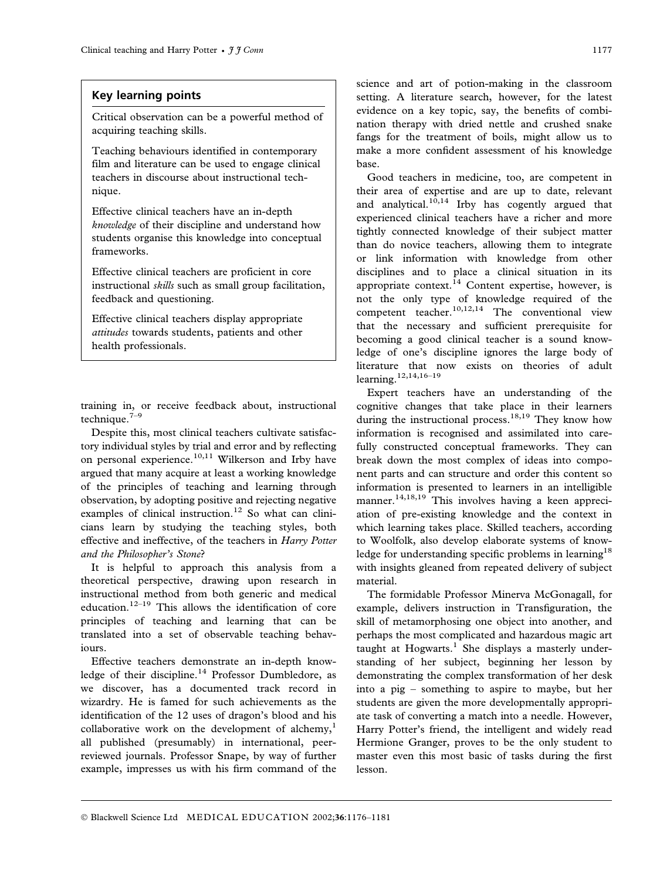## Key learning points

Critical observation can be a powerful method of acquiring teaching skills.

Teaching behaviours identified in contemporary film and literature can be used to engage clinical teachers in discourse about instructional technique.

Effective clinical teachers have an in-depth *knowledge* of their discipline and understand how students organise this knowledge into conceptual frameworks.

Effective clinical teachers are proficient in core instructional *skills* such as small group facilitation, feedback and questioning.

Effective clinical teachers display appropriate *attitudes* towards students, patients and other health professionals.

training in, or receive feedback about, instructional technique.[7–9]

Despite this, most clinical teachers cultivate satisfactory individual styles by trial and error and by reflecting on personal experience.[10,11] Wilkerson and Irby have argued that many acquire at least a working knowledge of the principles of teaching and learning through observation, by adopting positive and rejecting negative examples of clinical instruction.[12] So what can clinicians learn by studying the teaching styles, both effective and ineffective, of the teachers in *Harry Potter and the Philosopher's Stone*?

It is helpful to approach this analysis from a theoretical perspective, drawing upon research in instructional method from both generic and medical education.[12–19] This allows the identification of core principles of teaching and learning that can be translated into a set of observable teaching behaviours.

Effective teachers demonstrate an in-depth knowledge of their discipline.[14] Professor Dumbledore, as we discover, has a documented track record in wizardry. He is famed for such achievements as the identification of the 12 uses of dragon's blood and his collaborative work on the development of alchemy,[1] all published (presumably) in international, peer-reviewed journals. Professor Snape, by way of further example, impresses us with his firm command of the science and art of potion-making in the classroom setting. A literature search, however, for the latest evidence on a key topic, say, the benefits of combination therapy with dried nettle and crushed snake fangs for the treatment of boils, might allow us to make a more confident assessment of his knowledge base.

Good teachers in medicine, too, are competent in their area of expertise and are up to date, relevant and analytical.[10,14] Irby has cogently argued that experienced clinical teachers have a richer and more tightly connected knowledge of their subject matter than do novice teachers, allowing them to integrate or link information with knowledge from other disciplines and to place a clinical situation in its appropriate context.[14] Content expertise, however, is not the only type of knowledge required of the competent teacher.[10,12,14] The conventional view that the necessary and sufficient prerequisite for becoming a good clinical teacher is a sound knowledge of one's discipline ignores the large body of literature that now exists on theories of adult learning.[12,14,16–19]

Expert teachers have an understanding of the cognitive changes that take place in their learners during the instructional process.[18,19] They know how information is recognised and assimilated into carefully constructed conceptual frameworks. They can break down the most complex of ideas into component parts and can structure and order this content so information is presented to learners in an intelligible manner.[14,18,19] This involves having a keen appreciation of pre-existing knowledge and the context in which learning takes place. Skilled teachers, according to Woolfolk, also develop elaborate systems of knowledge for understanding specific problems in learning[18] with insights gleaned from repeated delivery of subject material.

The formidable Professor Minerva McGonagall, for example, delivers instruction in Transfiguration, the skill of metamorphosing one object into another, and perhaps the most complicated and hazardous magic art taught at Hogwarts.[1] She displays a masterly understanding of her subject, beginning her lesson by demonstrating the complex transformation of her desk into a pig – something to aspire to maybe, but her students are given the more developmentally appropriate task of converting a match into a needle. However, Harry Potter's friend, the intelligent and widely read Hermione Granger, proves to be the only student to master even this most basic of tasks during the first lesson.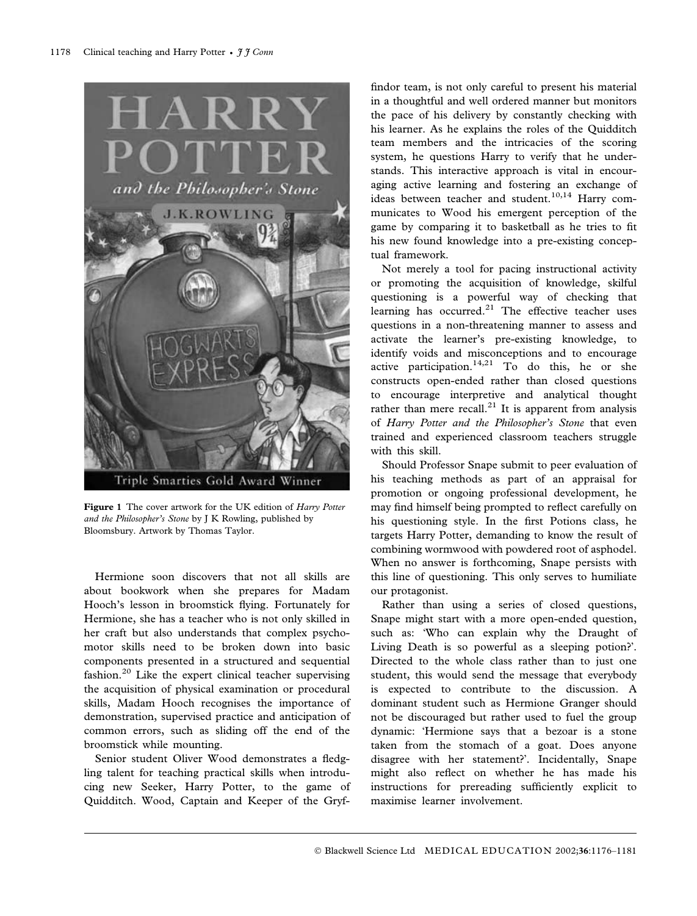Figure 1 The cover artwork for the UK edition of *Harry Potter and the Philosopher's Stone* by J K Rowling, published by Bloomsbury. Artwork by Thomas Taylor.

Hermione soon discovers that not all skills are about bookwork when she prepares for Madam Hooch's lesson in broomstick flying. Fortunately for Hermione, she has a teacher who is not only skilled in her craft but also understands that complex psychomotor skills need to be broken down into basic components presented in a structured and sequential fashion.[20] Like the expert clinical teacher supervising the acquisition of physical examination or procedural skills, Madam Hooch recognises the importance of demonstration, supervised practice and anticipation of common errors, such as sliding off the end of the broomstick while mounting.

Senior student Oliver Wood demonstrates a fledgling talent for teaching practical skills when introducing new Seeker, Harry Potter, to the game of Quidditch. Wood, Captain and Keeper of the Gryffindor team, is not only careful to present his material in a thoughtful and well ordered manner but monitors the pace of his delivery by constantly checking with his learner. As he explains the roles of the Quidditch team members and the intricacies of the scoring system, he questions Harry to verify that he understands. This interactive approach is vital in encouraging active learning and fostering an exchange of ideas between teacher and student.[10,14] Harry communicates to Wood his emergent perception of the game by comparing it to basketball as he tries to fit his new found knowledge into a pre-existing conceptual framework.

Not merely a tool for pacing instructional activity or promoting the acquisition of knowledge, skilful questioning is a powerful way of checking that learning has occurred.[21] The effective teacher uses questions in a non-threatening manner to assess and activate the learner's pre-existing knowledge, to identify voids and misconceptions and to encourage active participation.[14,21] To do this, he or she constructs open-ended rather than closed questions to encourage interpretive and analytical thought rather than mere recall.[21] It is apparent from analysis of *Harry Potter and the Philosopher's Stone* that even trained and experienced classroom teachers struggle with this skill.

Should Professor Snape submit to peer evaluation of his teaching methods as part of an appraisal for promotion or ongoing professional development, he may find himself being prompted to reflect carefully on his questioning style. In the first Potions class, he targets Harry Potter, demanding to know the result of combining wormwood with powdered root of asphodel. When no answer is forthcoming, Snape persists with this line of questioning. This only serves to humiliate our protagonist.

Rather than using a series of closed questions, Snape might start with a more open-ended question, such as: 'Who can explain why the Draught of Living Death is so powerful as a sleeping potion?'. Directed to the whole class rather than to just one student, this would send the message that everybody is expected to contribute to the discussion. A dominant student such as Hermione Granger should not be discouraged but rather used to fuel the group dynamic: 'Hermione says that a bezoar is a stone taken from the stomach of a goat. Does anyone disagree with her statement?'. Incidentally, Snape might also reflect on whether he has made his instructions for prereading sufficiently explicit to maximise learner involvement.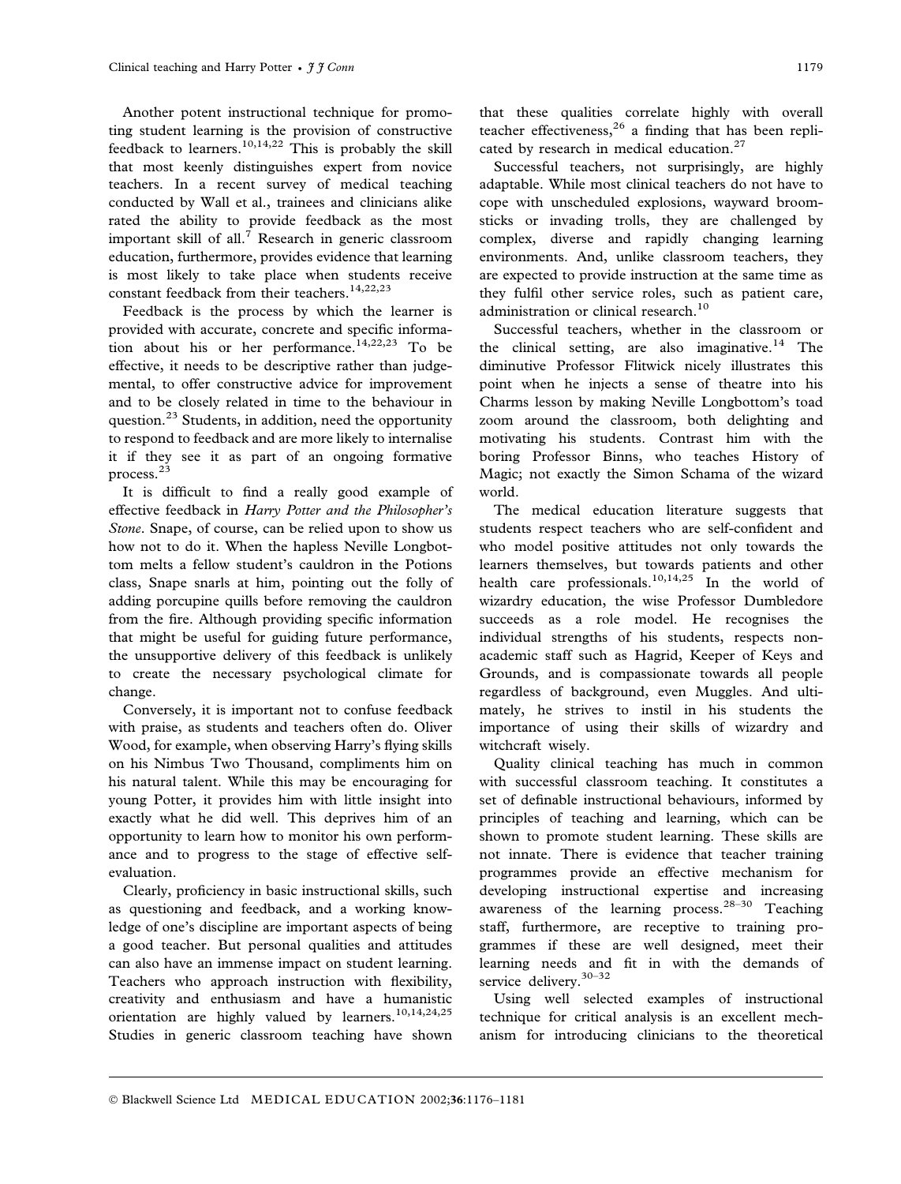Another potent instructional technique for promoting student learning is the provision of constructive feedback to learners.[10,14,22] This is probably the skill that most keenly distinguishes expert from novice teachers. In a recent survey of medical teaching conducted by Wall et al., trainees and clinicians alike rated the ability to provide feedback as the most important skill of all.[7] Research in generic classroom education, furthermore, provides evidence that learning is most likely to take place when students receive constant feedback from their teachers.[14,22,23]

Feedback is the process by which the learner is provided with accurate, concrete and specific information about his or her performance.[14,22,23] To be effective, it needs to be descriptive rather than judgemental, to offer constructive advice for improvement and to be closely related in time to the behaviour in question.[23] Students, in addition, need the opportunity to respond to feedback and are more likely to internalise it if they see it as part of an ongoing formative process.[23]

It is difficult to find a really good example of effective feedback in *Harry Potter and the Philosopher's Stone*. Snape, of course, can be relied upon to show us how not to do it. When the hapless Neville Longbottom melts a fellow student's cauldron in the Potions class, Snape snarls at him, pointing out the folly of adding porcupine quills before removing the cauldron from the fire. Although providing specific information that might be useful for guiding future performance, the unsupportive delivery of this feedback is unlikely to create the necessary psychological climate for change.

Conversely, it is important not to confuse feedback with praise, as students and teachers often do. Oliver Wood, for example, when observing Harry's flying skills on his Nimbus Two Thousand, compliments him on his natural talent. While this may be encouraging for young Potter, it provides him with little insight into exactly what he did well. This deprives him of an opportunity to learn how to monitor his own performance and to progress to the stage of effective self-evaluation.

Clearly, proficiency in basic instructional skills, such as questioning and feedback, and a working knowledge of one's discipline are important aspects of being a good teacher. But personal qualities and attitudes can also have an immense impact on student learning. Teachers who approach instruction with flexibility, creativity and enthusiasm and have a humanistic orientation are highly valued by learners.[10,14,24,25] Studies in generic classroom teaching have shown that these qualities correlate highly with overall teacher effectiveness,[26] a finding that has been replicated by research in medical education.[27]

Successful teachers, not surprisingly, are highly adaptable. While most clinical teachers do not have to cope with unscheduled explosions, wayward broomsticks or invading trolls, they are challenged by complex, diverse and rapidly changing learning environments. And, unlike classroom teachers, they are expected to provide instruction at the same time as they fulfil other service roles, such as patient care, administration or clinical research.[10]

Successful teachers, whether in the classroom or the clinical setting, are also imaginative.[14] The diminutive Professor Flitwick nicely illustrates this point when he injects a sense of theatre into his Charms lesson by making Neville Longbottom's toad zoom around the classroom, both delighting and motivating his students. Contrast him with the boring Professor Binns, who teaches History of Magic; not exactly the Simon Schama of the wizard world.

The medical education literature suggests that students respect teachers who are self-confident and who model positive attitudes not only towards the learners themselves, but towards patients and other health care professionals.[10,14,25] In the world of wizardry education, the wise Professor Dumbledore succeeds as a role model. He recognises the individual strengths of his students, respects non-academic staff such as Hagrid, Keeper of Keys and Grounds, and is compassionate towards all people regardless of background, even Muggles. And ultimately, he strives to instil in his students the importance of using their skills of wizardry and witchcraft wisely.

Quality clinical teaching has much in common with successful classroom teaching. It constitutes a set of definable instructional behaviours, informed by principles of teaching and learning, which can be shown to promote student learning. These skills are not innate. There is evidence that teacher training programmes provide an effective mechanism for developing instructional expertise and increasing awareness of the learning process.[28–30] Teaching staff, furthermore, are receptive to training programmes if these are well designed, meet their learning needs and fit in with the demands of service delivery.[30–32]

Using well selected examples of instructional technique for critical analysis is an excellent mechanism for introducing clinicians to the theoretical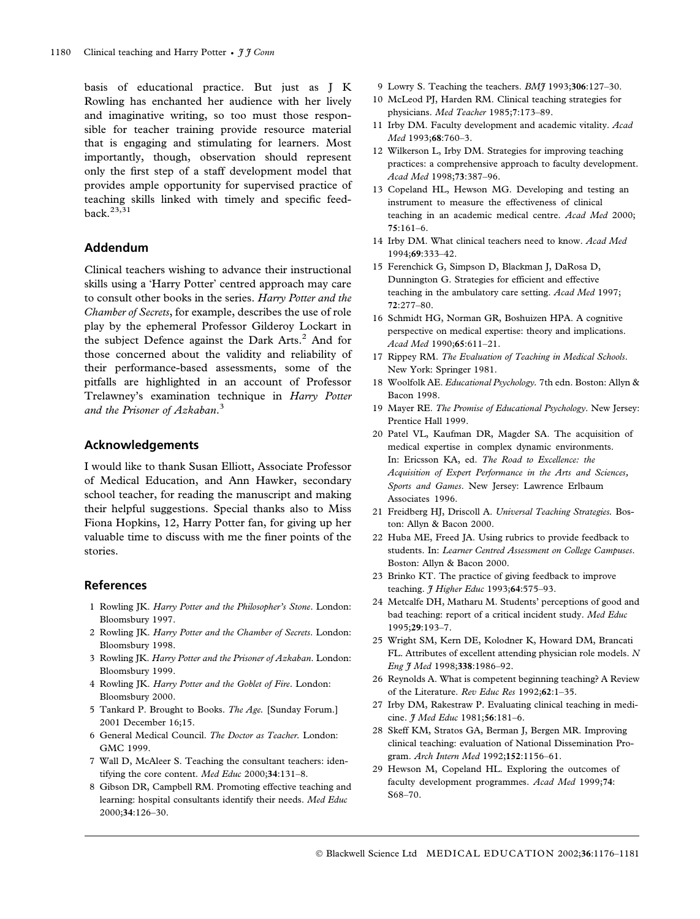basis of educational practice. But just as J K Rowling has enchanted her audience with her lively and imaginative writing, so too must those responsible for teacher training provide resource material that is engaging and stimulating for learners. Most importantly, though, observation should represent only the first step of a staff development model that provides ample opportunity for supervised practice of teaching skills linked with timely and specific feedback.[23,31]

## Addendum

Clinical teachers wishing to advance their instructional skills using a 'Harry Potter' centred approach may care to consult other books in the series. *Harry Potter and the Chamber of Secrets*, for example, describes the use of role play by the ephemeral Professor Gilderoy Lockart in the subject Defence against the Dark Arts.[2] And for those concerned about the validity and reliability of their performance-based assessments, some of the pitfalls are highlighted in an account of Professor Trelawney's examination technique in *Harry Potter and the Prisoner of Azkaban*.[3]

## Acknowledgements

I would like to thank Susan Elliott, Associate Professor of Medical Education, and Ann Hawker, secondary school teacher, for reading the manuscript and making their helpful suggestions. Special thanks also to Miss Fiona Hopkins, 12, Harry Potter fan, for giving up her valuable time to discuss with me the finer points of the stories.

## References

1 Rowling JK. *Harry Potter and the Philosopher's Stone*. London: Bloomsbury 1997.

2 Rowling JK. *Harry Potter and the Chamber of Secrets*. London: Bloomsbury 1998.

3 Rowling JK. *Harry Potter and the Prisoner of Azkaban*. London: Bloomsbury 1999.

4 Rowling JK. *Harry Potter and the Goblet of Fire*. London: Bloomsbury 2000.

5 Tankard P. Brought to Books. *The Age.* [Sunday Forum.] 2001 December 16;15.

6 General Medical Council. *The Doctor as Teacher.* London: GMC 1999.

7 Wall D, McAleer S. Teaching the consultant teachers: identifying the core content. *Med Educ* 2000;**34**:131–8.

8 Gibson DR, Campbell RM. Promoting effective teaching and learning: hospital consultants identify their needs. *Med Educ* 2000;**34**:126–30.

9 Lowry S. Teaching the teachers. *BMJ* 1993;**306**:127–30.

10 McLeod PJ, Harden RM. Clinical teaching strategies for physicians. *Med Teacher* 1985;**7**:173–89.

11 Irby DM. Faculty development and academic vitality. *Acad Med* 1993;**68**:760–3.

12 Wilkerson L, Irby DM. Strategies for improving teaching practices: a comprehensive approach to faculty development. *Acad Med* 1998;**73**:387–96.

13 Copeland HL, Hewson MG. Developing and testing an instrument to measure the effectiveness of clinical teaching in an academic medical centre. *Acad Med* 2000; **75**:161–6.

14 Irby DM. What clinical teachers need to know. *Acad Med* 1994;**69**:333–42.

15 Ferenchick G, Simpson D, Blackman J, DaRosa D, Dunnington G. Strategies for efficient and effective teaching in the ambulatory care setting. *Acad Med* 1997; **72**:277–80.

16 Schmidt HG, Norman GR, Boshuizen HPA. A cognitive perspective on medical expertise: theory and implications. *Acad Med* 1990;**65**:611–21.

17 Rippey RM. *The Evaluation of Teaching in Medical Schools*. New York: Springer 1981.

18 Woolfolk AE. *Educational Psychology.* 7th edn. Boston: Allyn & Bacon 1998.

19 Mayer RE. *The Promise of Educational Psychology*. New Jersey: Prentice Hall 1999.

20 Patel VL, Kaufman DR, Magder SA. The acquisition of medical expertise in complex dynamic environments. In: Ericsson KA, ed. *The Road to Excellence: the Acquisition of Expert Performance in the Arts and Sciences, Sports and Games*. New Jersey: Lawrence Erlbaum Associates 1996.

21 Freidberg HJ, Driscoll A. *Universal Teaching Strategies.* Boston: Allyn & Bacon 2000.

22 Huba ME, Freed JA. Using rubrics to provide feedback to students. In: *Learner Centred Assessment on College Campuses*. Boston: Allyn & Bacon 2000.

23 Brinko KT. The practice of giving feedback to improve teaching. *J Higher Educ* 1993;**64**:575–93.

24 Metcalfe DH, Matharu M. Students' perceptions of good and bad teaching: report of a critical incident study. *Med Educ* 1995;**29**:193–7.

25 Wright SM, Kern DE, Kolodner K, Howard DM, Brancati FL. Attributes of excellent attending physician role models. *N Eng J Med* 1998;**338**:1986–92.

26 Reynolds A. What is competent beginning teaching? A Review of the Literature. *Rev Educ Res* 1992;**62**:1–35.

27 Irby DM, Rakestraw P. Evaluating clinical teaching in medicine. *J Med Educ* 1981;**56**:181–6.

28 Skeff KM, Stratos GA, Berman J, Bergen MR. Improving clinical teaching: evaluation of National Dissemination Program. *Arch Intern Med* 1992;**152**:1156–61.

29 Hewson M, Copeland HL. Exploring the outcomes of faculty development programmes. *Acad Med* 1999;**74**: S68–70.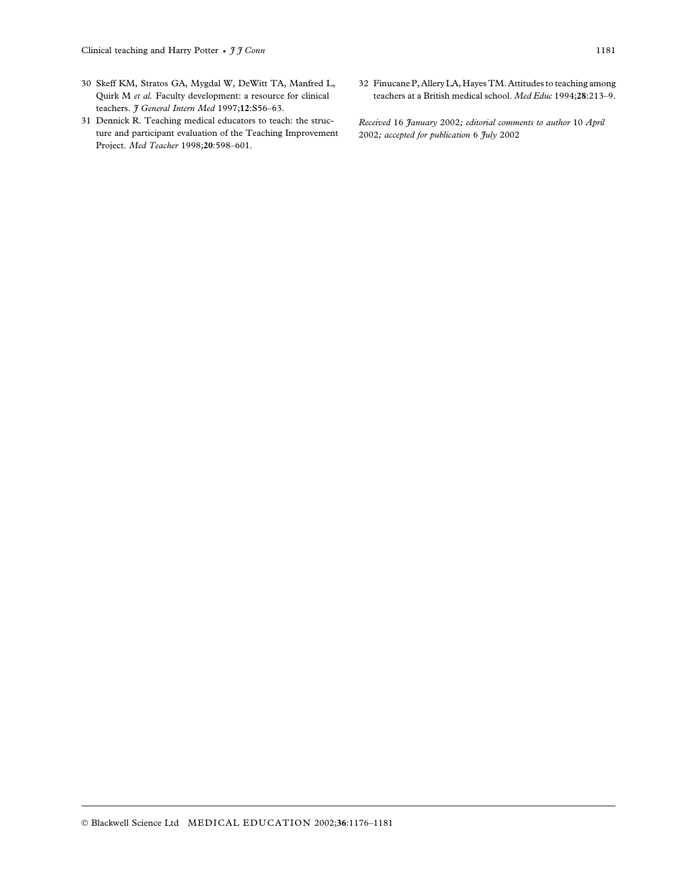30 Skeff KM, Stratos GA, Mygdal W, DeWitt TA, Manfred L, Quirk M *et al.* Faculty development: a resource for clinical teachers. *J General Intern Med* 1997;**12**:S56–63.

31 Dennick R. Teaching medical educators to teach: the structure and participant evaluation of the Teaching Improvement Project. *Med Teacher* 1998;**20**:598–601.

32 Finucane P, Allery LA, Hayes TM. Attitudes to teaching among teachers at a British medical school. *Med Educ* 1994;**28**:213–9.

*Received* 16 *January* 2002*; editorial comments to author* 10 *April* 2002*; accepted for publication* 6 *July* 2002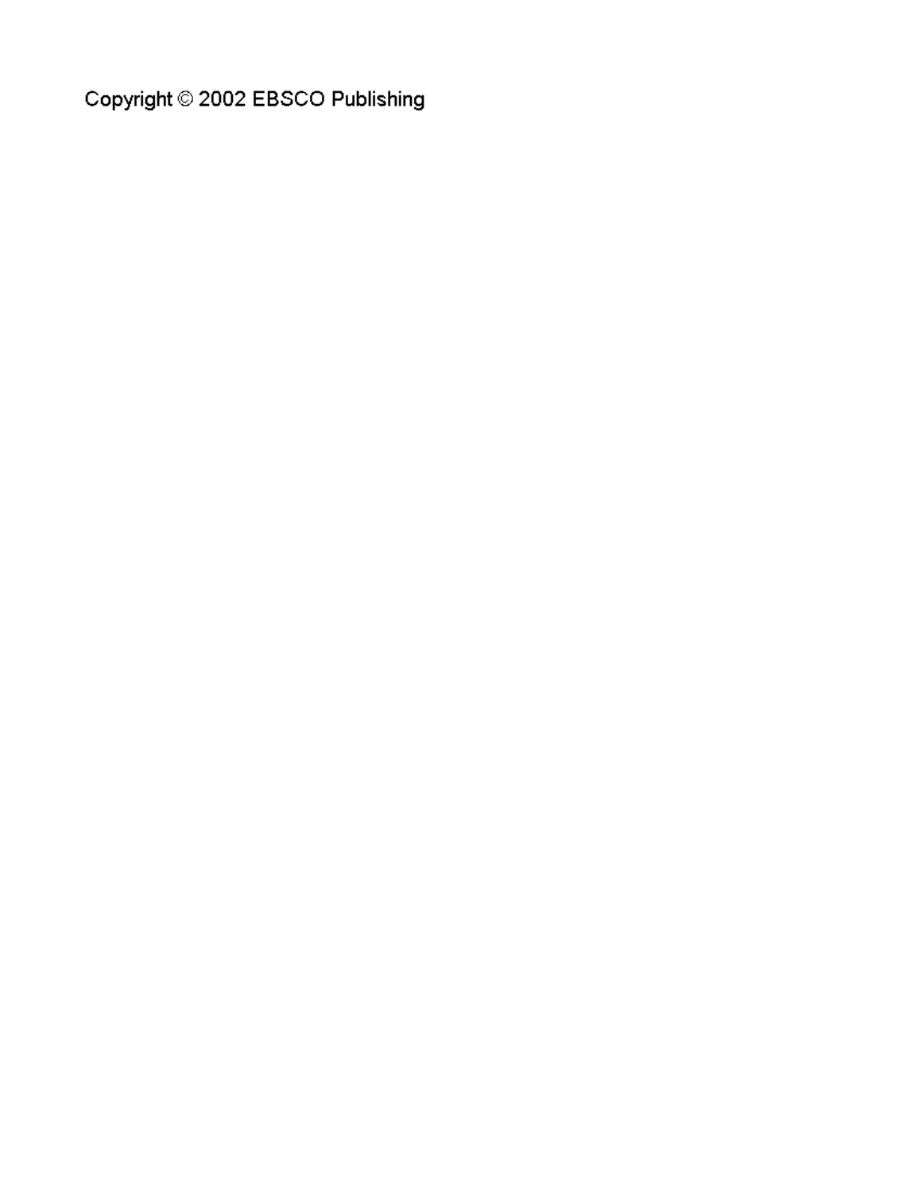Copyright © 2002 EBSCO Publishing